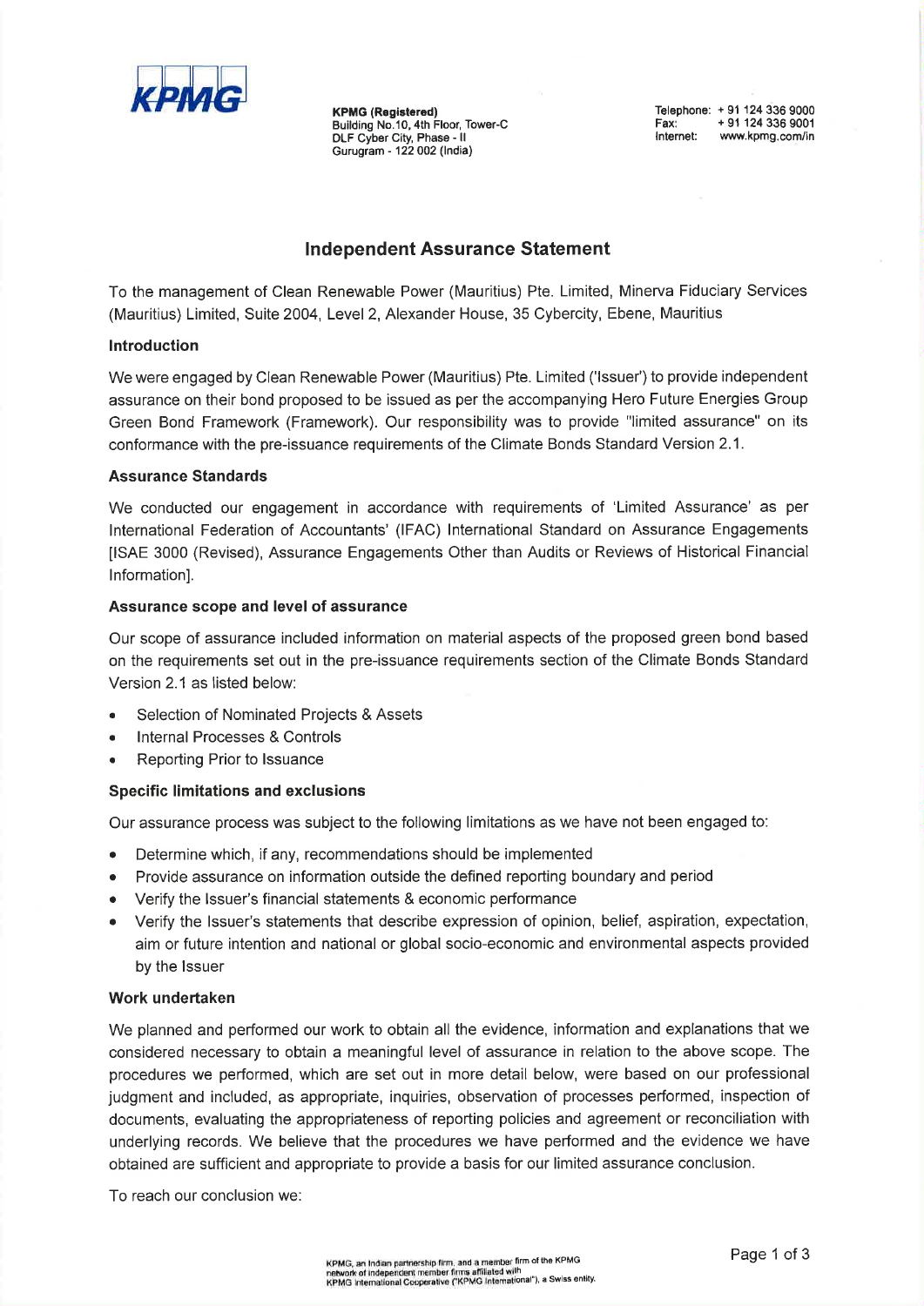KPMG (Registered)
Building No.10, 4th Floor, Tower-C
DLF Cyber City, Phase - II
Gurugram - 122 002 (India)

Telephone: + 91 124 336 9000
Fax: + 91 124 336 9001
Internet: www.kpmg.com/in

## Independent Assurance Statement

To the management of Clean Renewable Power (Mauritius) Pte. Limited, Minerva Fiduciary Services (Mauritius) Limited, Suite 2004, Level 2, Alexander House, 35 Cybercity, Ebene, Mauritius

### Introduction

We were engaged by Clean Renewable Power (Mauritius) Pte. Limited ('Issuer') to provide independent assurance on their bond proposed to be issued as per the accompanying Hero Future Energies Group Green Bond Framework (Framework). Our responsibility was to provide "limited assurance" on its conformance with the pre-issuance requirements of the Climate Bonds Standard Version 2.1.

### Assurance Standards

We conducted our engagement in accordance with requirements of 'Limited Assurance' as per International Federation of Accountants' (IFAC) International Standard on Assurance Engagements [ISAE 3000 (Revised), Assurance Engagements Other than Audits or Reviews of Historical Financial Information].

### Assurance scope and level of assurance

Our scope of assurance included information on material aspects of the proposed green bond based on the requirements set out in the pre-issuance requirements section of the Climate Bonds Standard Version 2.1 as listed below:

- Selection of Nominated Projects & Assets
- Internal Processes & Controls
- Reporting Prior to Issuance

### Specific limitations and exclusions

Our assurance process was subject to the following limitations as we have not been engaged to:

- Determine which, if any, recommendations should be implemented
- Provide assurance on information outside the defined reporting boundary and period
- Verify the Issuer's financial statements & economic performance
- Verify the Issuer's statements that describe expression of opinion, belief, aspiration, expectation, aim or future intention and national or global socio-economic and environmental aspects provided by the Issuer

### Work undertaken

We planned and performed our work to obtain all the evidence, information and explanations that we considered necessary to obtain a meaningful level of assurance in relation to the above scope. The procedures we performed, which are set out in more detail below, were based on our professional judgment and included, as appropriate, inquiries, observation of processes performed, inspection of documents, evaluating the appropriateness of reporting policies and agreement or reconciliation with underlying records. We believe that the procedures we have performed and the evidence we have obtained are sufficient and appropriate to provide a basis for our limited assurance conclusion.

To reach our conclusion we:

KPMG, an Indian partnership firm, and a member firm of the KPMG network of independent member firms affiliated with KPMG International Cooperative ("KPMG International"), a Swiss entity.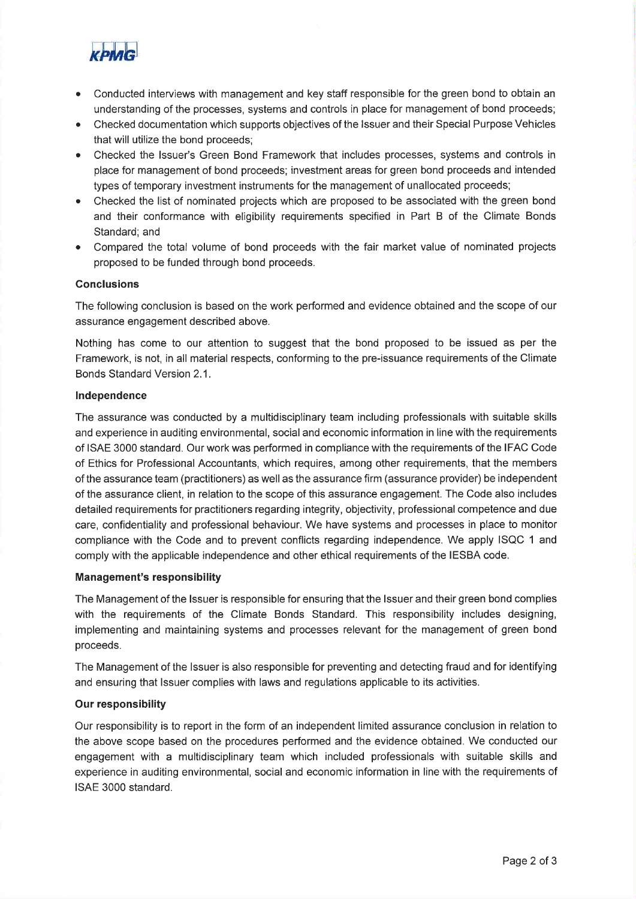- Conducted interviews with management and key staff responsible for the green bond to obtain an understanding of the processes, systems and controls in place for management of bond proceeds;
- Checked documentation which supports objectives of the Issuer and their Special Purpose Vehicles that will utilize the bond proceeds;
- Checked the Issuer's Green Bond Framework that includes processes, systems and controls in place for management of bond proceeds; investment areas for green bond proceeds and intended types of temporary investment instruments for the management of unallocated proceeds;
- Checked the list of nominated projects which are proposed to be associated with the green bond and their conformance with eligibility requirements specified in Part B of the Climate Bonds Standard; and
- Compared the total volume of bond proceeds with the fair market value of nominated projects proposed to be funded through bond proceeds.

**Conclusions**

The following conclusion is based on the work performed and evidence obtained and the scope of our assurance engagement described above.

Nothing has come to our attention to suggest that the bond proposed to be issued as per the Framework, is not, in all material respects, conforming to the pre-issuance requirements of the Climate Bonds Standard Version 2.1.

**Independence**

The assurance was conducted by a multidisciplinary team including professionals with suitable skills and experience in auditing environmental, social and economic information in line with the requirements of ISAE 3000 standard. Our work was performed in compliance with the requirements of the IFAC Code of Ethics for Professional Accountants, which requires, among other requirements, that the members of the assurance team (practitioners) as well as the assurance firm (assurance provider) be independent of the assurance client, in relation to the scope of this assurance engagement. The Code also includes detailed requirements for practitioners regarding integrity, objectivity, professional competence and due care, confidentiality and professional behaviour. We have systems and processes in place to monitor compliance with the Code and to prevent conflicts regarding independence. We apply ISQC 1 and comply with the applicable independence and other ethical requirements of the IESBA code.

**Management's responsibility**

The Management of the Issuer is responsible for ensuring that the Issuer and their green bond complies with the requirements of the Climate Bonds Standard. This responsibility includes designing, implementing and maintaining systems and processes relevant for the management of green bond proceeds.

The Management of the Issuer is also responsible for preventing and detecting fraud and for identifying and ensuring that Issuer complies with laws and regulations applicable to its activities.

**Our responsibility**

Our responsibility is to report in the form of an independent limited assurance conclusion in relation to the above scope based on the procedures performed and the evidence obtained. We conducted our engagement with a multidisciplinary team which included professionals with suitable skills and experience in auditing environmental, social and economic information in line with the requirements of ISAE 3000 standard.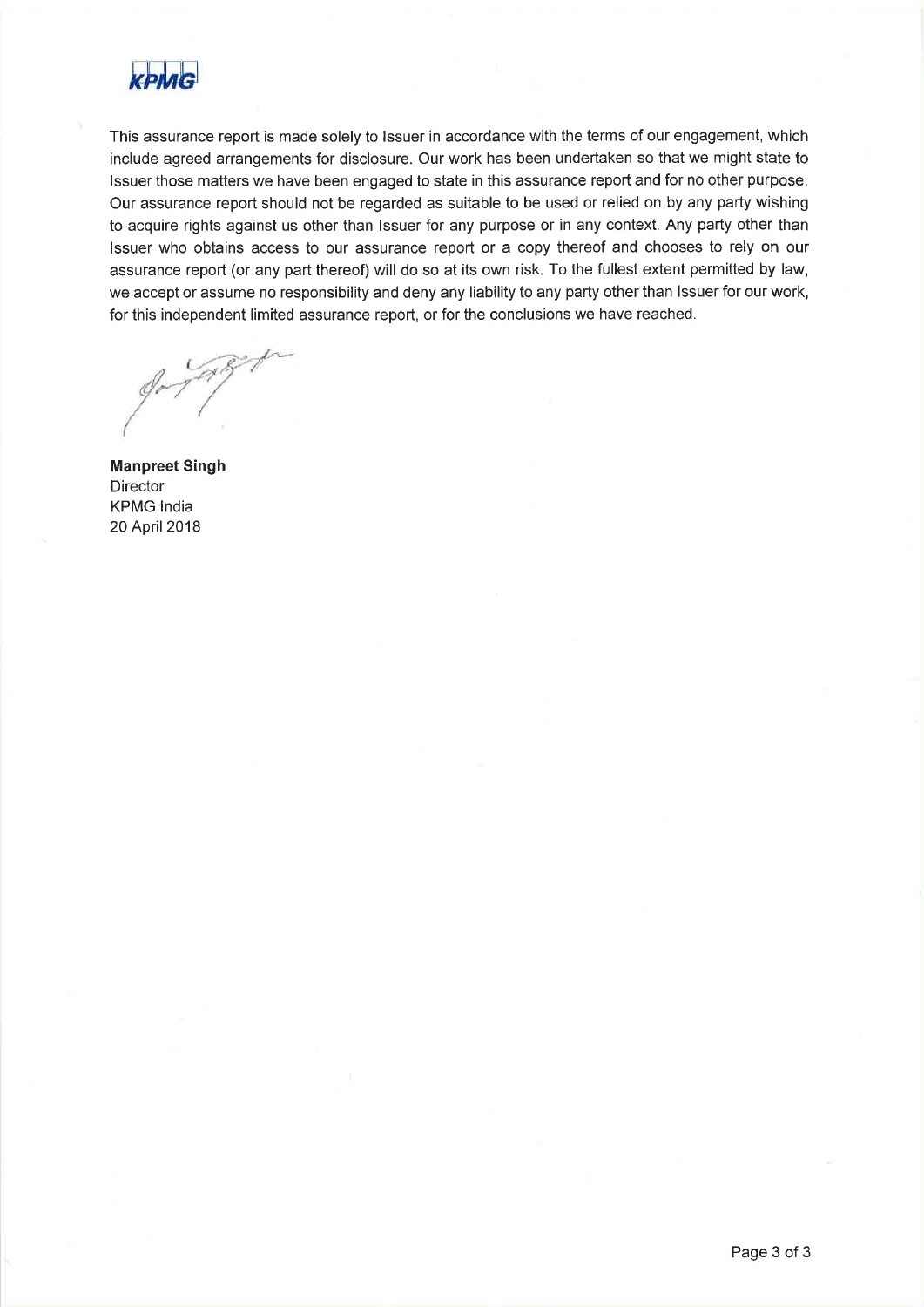This assurance report is made solely to Issuer in accordance with the terms of our engagement, which include agreed arrangements for disclosure. Our work has been undertaken so that we might state to Issuer those matters we have been engaged to state in this assurance report and for no other purpose. Our assurance report should not be regarded as suitable to be used or relied on by any party wishing to acquire rights against us other than Issuer for any purpose or in any context. Any party other than Issuer who obtains access to our assurance report or a copy thereof and chooses to rely on our assurance report (or any part thereof) will do so at its own risk. To the fullest extent permitted by law, we accept or assume no responsibility and deny any liability to any party other than Issuer for our work, for this independent limited assurance report, or for the conclusions we have reached.

**Manpreet Singh**
Director
KPMG India
20 April 2018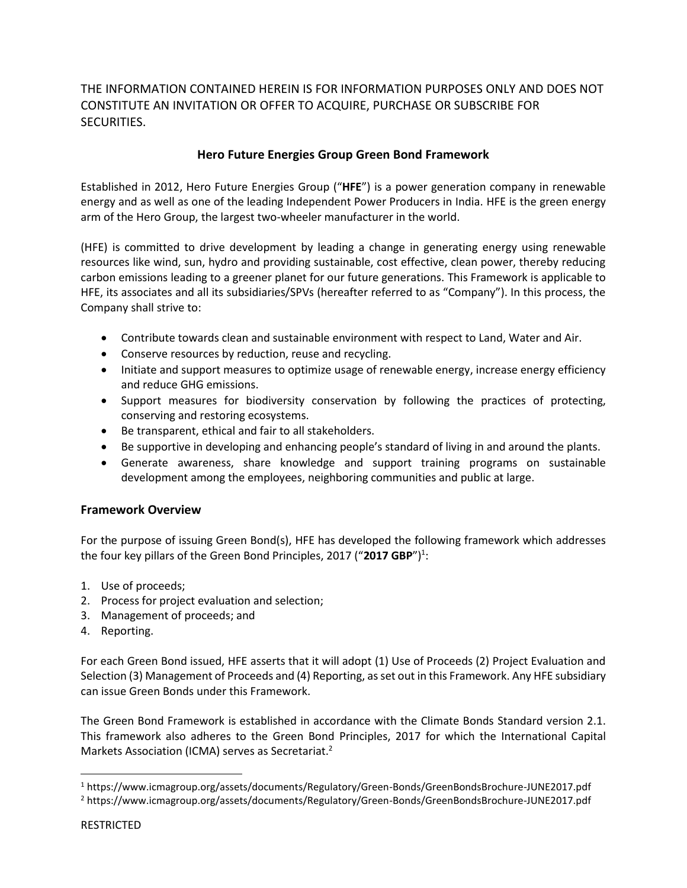THE INFORMATION CONTAINED HEREIN IS FOR INFORMATION PURPOSES ONLY AND DOES NOT CONSTITUTE AN INVITATION OR OFFER TO ACQUIRE, PURCHASE OR SUBSCRIBE FOR SECURITIES.

## Hero Future Energies Group Green Bond Framework

Established in 2012, Hero Future Energies Group ("**HFE**") is a power generation company in renewable energy and as well as one of the leading Independent Power Producers in India. HFE is the green energy arm of the Hero Group, the largest two-wheeler manufacturer in the world.

(HFE) is committed to drive development by leading a change in generating energy using renewable resources like wind, sun, hydro and providing sustainable, cost effective, clean power, thereby reducing carbon emissions leading to a greener planet for our future generations. This Framework is applicable to HFE, its associates and all its subsidiaries/SPVs (hereafter referred to as "Company"). In this process, the Company shall strive to:

- Contribute towards clean and sustainable environment with respect to Land, Water and Air.
- Conserve resources by reduction, reuse and recycling.
- Initiate and support measures to optimize usage of renewable energy, increase energy efficiency and reduce GHG emissions.
- Support measures for biodiversity conservation by following the practices of protecting, conserving and restoring ecosystems.
- Be transparent, ethical and fair to all stakeholders.
- Be supportive in developing and enhancing people's standard of living in and around the plants.
- Generate awareness, share knowledge and support training programs on sustainable development among the employees, neighboring communities and public at large.

### Framework Overview

For the purpose of issuing Green Bond(s), HFE has developed the following framework which addresses the four key pillars of the Green Bond Principles, 2017 ("**2017 GBP**")[1]:

1. Use of proceeds;
2. Process for project evaluation and selection;
3. Management of proceeds; and
4. Reporting.

For each Green Bond issued, HFE asserts that it will adopt (1) Use of Proceeds (2) Project Evaluation and Selection (3) Management of Proceeds and (4) Reporting, as set out in this Framework. Any HFE subsidiary can issue Green Bonds under this Framework.

The Green Bond Framework is established in accordance with the Climate Bonds Standard version 2.1. This framework also adheres to the Green Bond Principles, 2017 for which the International Capital Markets Association (ICMA) serves as Secretariat.[2]

---

[1] https://www.icmagroup.org/assets/documents/Regulatory/Green-Bonds/GreenBondsBrochure-JUNE2017.pdf

[2] https://www.icmagroup.org/assets/documents/Regulatory/Green-Bonds/GreenBondsBrochure-JUNE2017.pdf

RESTRICTED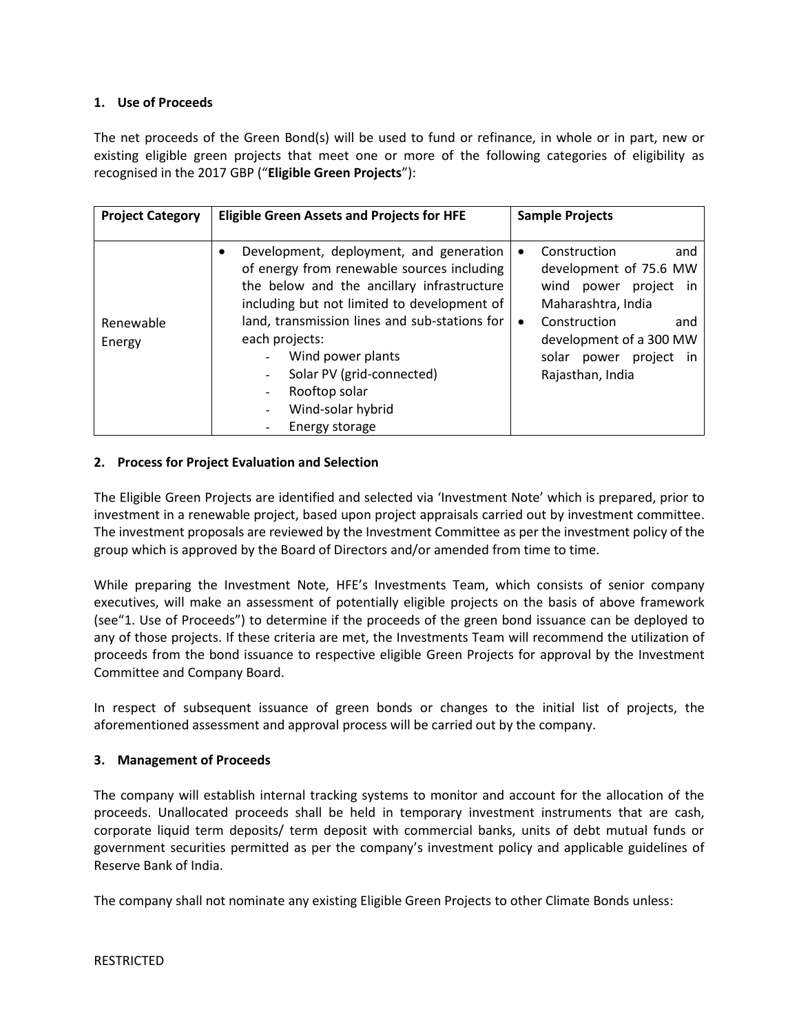## 1. Use of Proceeds

The net proceeds of the Green Bond(s) will be used to fund or refinance, in whole or in part, new or existing eligible green projects that meet one or more of the following categories of eligibility as recognised in the 2017 GBP ("**Eligible Green Projects**"):

| **Project Category** | **Eligible Green Assets and Projects for HFE** | **Sample Projects** |
|---|---|---|
| Renewable Energy | • Development, deployment, and generation of energy from renewable sources including the below and the ancillary infrastructure including but not limited to development of land, transmission lines and sub-stations for each projects:<br>- Wind power plants<br>- Solar PV (grid-connected)<br>- Rooftop solar<br>- Wind-solar hybrid<br>- Energy storage | • Construction and development of 75.6 MW wind power project in Maharashtra, India<br>• Construction and development of a 300 MW solar power project in Rajasthan, India |

## 2. Process for Project Evaluation and Selection

The Eligible Green Projects are identified and selected via 'Investment Note' which is prepared, prior to investment in a renewable project, based upon project appraisals carried out by investment committee. The investment proposals are reviewed by the Investment Committee as per the investment policy of the group which is approved by the Board of Directors and/or amended from time to time.

While preparing the Investment Note, HFE's Investments Team, which consists of senior company executives, will make an assessment of potentially eligible projects on the basis of above framework (see"1. Use of Proceeds") to determine if the proceeds of the green bond issuance can be deployed to any of those projects. If these criteria are met, the Investments Team will recommend the utilization of proceeds from the bond issuance to respective eligible Green Projects for approval by the Investment Committee and Company Board.

In respect of subsequent issuance of green bonds or changes to the initial list of projects, the aforementioned assessment and approval process will be carried out by the company.

## 3. Management of Proceeds

The company will establish internal tracking systems to monitor and account for the allocation of the proceeds. Unallocated proceeds shall be held in temporary investment instruments that are cash, corporate liquid term deposits/ term deposit with commercial banks, units of debt mutual funds or government securities permitted as per the company's investment policy and applicable guidelines of Reserve Bank of India.

The company shall not nominate any existing Eligible Green Projects to other Climate Bonds unless: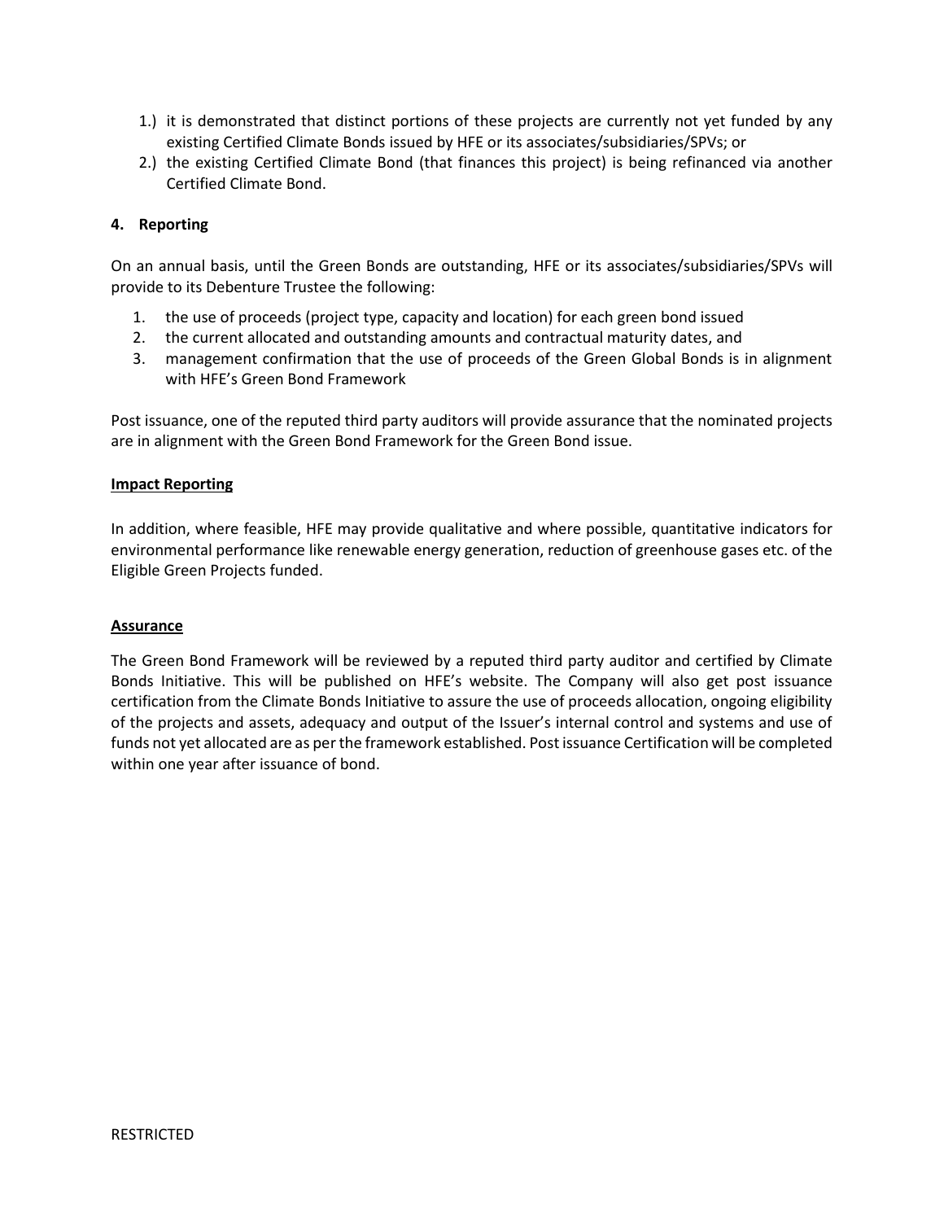1.) it is demonstrated that distinct portions of these projects are currently not yet funded by any existing Certified Climate Bonds issued by HFE or its associates/subsidiaries/SPVs; or
2.) the existing Certified Climate Bond (that finances this project) is being refinanced via another Certified Climate Bond.

**4. Reporting**

On an annual basis, until the Green Bonds are outstanding, HFE or its associates/subsidiaries/SPVs will provide to its Debenture Trustee the following:

1. the use of proceeds (project type, capacity and location) for each green bond issued
2. the current allocated and outstanding amounts and contractual maturity dates, and
3. management confirmation that the use of proceeds of the Green Global Bonds is in alignment with HFE's Green Bond Framework

Post issuance, one of the reputed third party auditors will provide assurance that the nominated projects are in alignment with the Green Bond Framework for the Green Bond issue.

**Impact Reporting**

In addition, where feasible, HFE may provide qualitative and where possible, quantitative indicators for environmental performance like renewable energy generation, reduction of greenhouse gases etc. of the Eligible Green Projects funded.

**Assurance**

The Green Bond Framework will be reviewed by a reputed third party auditor and certified by Climate Bonds Initiative. This will be published on HFE's website. The Company will also get post issuance certification from the Climate Bonds Initiative to assure the use of proceeds allocation, ongoing eligibility of the projects and assets, adequacy and output of the Issuer's internal control and systems and use of funds not yet allocated are as per the framework established. Post issuance Certification will be completed within one year after issuance of bond.

RESTRICTED